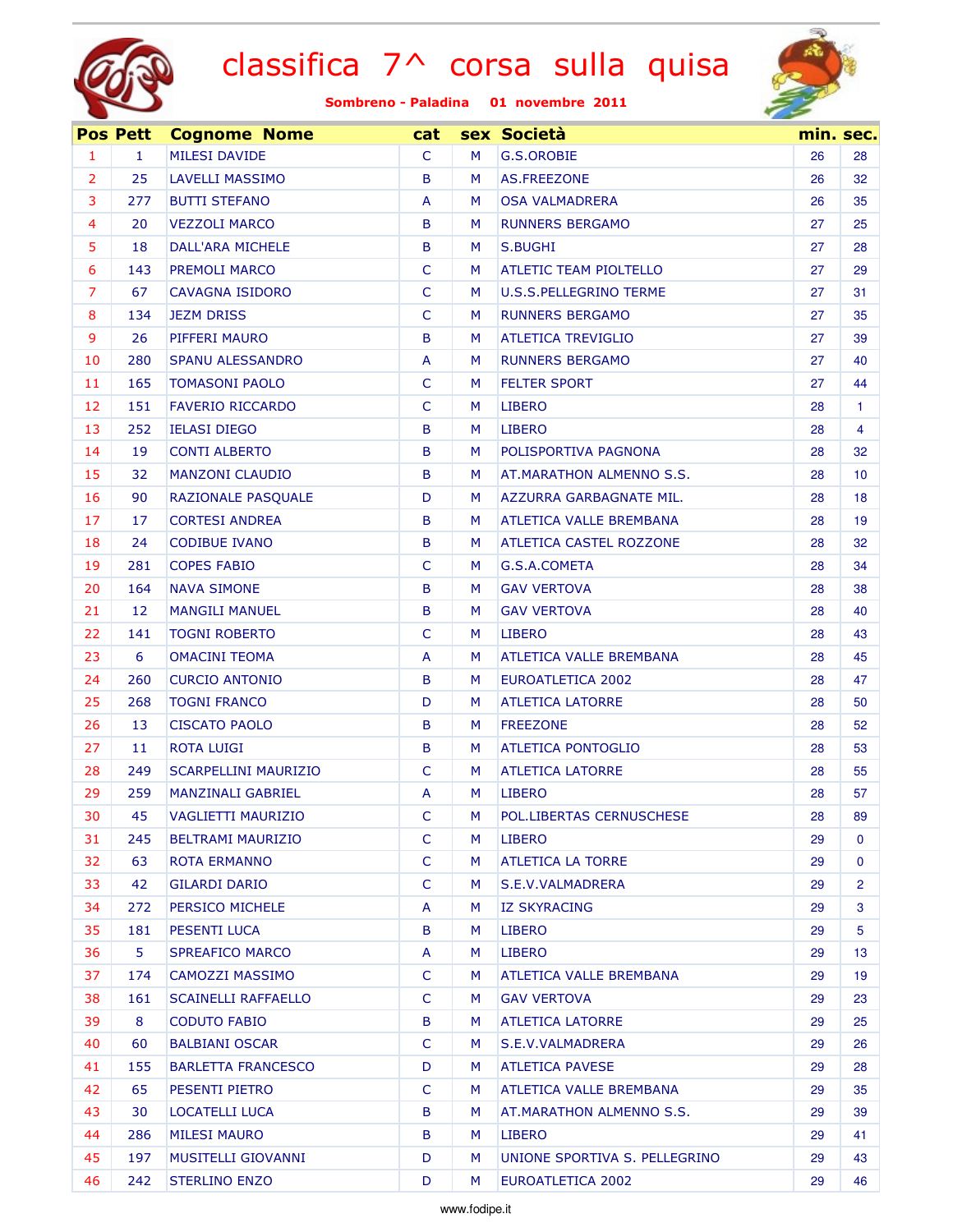# classifica 7^ corsa sulla quisa

**Sombreno - Paladina 01 novembre 2011**

| Pos | Pett | Cognome Nome | cat | sex | Società | min. | sec. |
|---|---|---|---|---|---|---|---|
| 1 | 1 | MILESI DAVIDE | C | M | G.S.OROBIE | 26 | 28 |
| 2 | 25 | LAVELLI MASSIMO | B | M | AS.FREEZONE | 26 | 32 |
| 3 | 277 | BUTTI STEFANO | A | M | OSA VALMADRERA | 26 | 35 |
| 4 | 20 | VEZZOLI MARCO | B | M | RUNNERS BERGAMO | 27 | 25 |
| 5 | 18 | DALL'ARA MICHELE | B | M | S.BUGHI | 27 | 28 |
| 6 | 143 | PREMOLI MARCO | C | M | ATLETIC TEAM PIOLTELLO | 27 | 29 |
| 7 | 67 | CAVAGNA ISIDORO | C | M | U.S.S.PELLEGRINO TERME | 27 | 31 |
| 8 | 134 | JEZM DRISS | C | M | RUNNERS BERGAMO | 27 | 35 |
| 9 | 26 | PIFFERI MAURO | B | M | ATLETICA TREVIGLIO | 27 | 39 |
| 10 | 280 | SPANU ALESSANDRO | A | M | RUNNERS BERGAMO | 27 | 40 |
| 11 | 165 | TOMASONI PAOLO | C | M | FELTER SPORT | 27 | 44 |
| 12 | 151 | FAVERIO RICCARDO | C | M | LIBERO | 28 | 1 |
| 13 | 252 | IELASI DIEGO | B | M | LIBERO | 28 | 4 |
| 14 | 19 | CONTI ALBERTO | B | M | POLISPORTIVA PAGNONA | 28 | 32 |
| 15 | 32 | MANZONI CLAUDIO | B | M | AT.MARATHON ALMENNO S.S. | 28 | 10 |
| 16 | 90 | RAZIONALE PASQUALE | D | M | AZZURRA GARBAGNATE MIL. | 28 | 18 |
| 17 | 17 | CORTESI ANDREA | B | M | ATLETICA VALLE BREMBANA | 28 | 19 |
| 18 | 24 | CODIBUE IVANO | B | M | ATLETICA CASTEL ROZZONE | 28 | 32 |
| 19 | 281 | COPES FABIO | C | M | G.S.A.COMETA | 28 | 34 |
| 20 | 164 | NAVA SIMONE | B | M | GAV VERTOVA | 28 | 38 |
| 21 | 12 | MANGILI MANUEL | B | M | GAV VERTOVA | 28 | 40 |
| 22 | 141 | TOGNI ROBERTO | C | M | LIBERO | 28 | 43 |
| 23 | 6 | OMACINI TEOMA | A | M | ATLETICA VALLE BREMBANA | 28 | 45 |
| 24 | 260 | CURCIO ANTONIO | B | M | EUROATLETICA 2002 | 28 | 47 |
| 25 | 268 | TOGNI FRANCO | D | M | ATLETICA LATORRE | 28 | 50 |
| 26 | 13 | CISCATO PAOLO | B | M | FREEZONE | 28 | 52 |
| 27 | 11 | ROTA LUIGI | B | M | ATLETICA PONTOGLIO | 28 | 53 |
| 28 | 249 | SCARPELLINI MAURIZIO | C | M | ATLETICA LATORRE | 28 | 55 |
| 29 | 259 | MANZINALI GABRIEL | A | M | LIBERO | 28 | 57 |
| 30 | 45 | VAGLIETTI MAURIZIO | C | M | POL.LIBERTAS CERNUSCHESE | 28 | 89 |
| 31 | 245 | BELTRAMI MAURIZIO | C | M | LIBERO | 29 | 0 |
| 32 | 63 | ROTA ERMANNO | C | M | ATLETICA LA TORRE | 29 | 0 |
| 33 | 42 | GILARDI DARIO | C | M | S.E.V.VALMADRERA | 29 | 2 |
| 34 | 272 | PERSICO MICHELE | A | M | IZ SKYRACING | 29 | 3 |
| 35 | 181 | PESENTI LUCA | B | M | LIBERO | 29 | 5 |
| 36 | 5 | SPREAFICO MARCO | A | M | LIBERO | 29 | 13 |
| 37 | 174 | CAMOZZI MASSIMO | C | M | ATLETICA VALLE BREMBANA | 29 | 19 |
| 38 | 161 | SCAINELLI RAFFAELLO | C | M | GAV VERTOVA | 29 | 23 |
| 39 | 8 | CODUTO FABIO | B | M | ATLETICA LATORRE | 29 | 25 |
| 40 | 60 | BALBIANI OSCAR | C | M | S.E.V.VALMADRERA | 29 | 26 |
| 41 | 155 | BARLETTA FRANCESCO | D | M | ATLETICA PAVESE | 29 | 28 |
| 42 | 65 | PESENTI PIETRO | C | M | ATLETICA VALLE BREMBANA | 29 | 35 |
| 43 | 30 | LOCATELLI LUCA | B | M | AT.MARATHON ALMENNO S.S. | 29 | 39 |
| 44 | 286 | MILESI MAURO | B | M | LIBERO | 29 | 41 |
| 45 | 197 | MUSITELLI GIOVANNI | D | M | UNIONE SPORTIVA S. PELLEGRINO | 29 | 43 |
| 46 | 242 | STERLINO ENZO | D | M | EUROATLETICA 2002 | 29 | 46 |

www.fodipe.it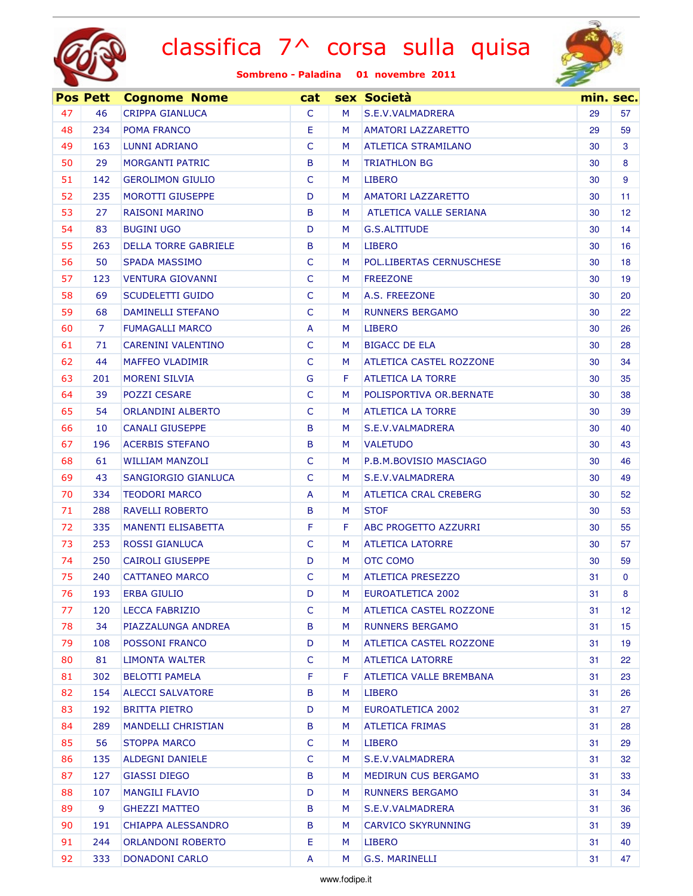# classifica 7^ corsa sulla quisa

**Sombreno - Paladina 01 novembre 2011**

| Pos | Pett | Cognome Nome | cat | sex | Società | min. | sec. |
|---|---|---|---|---|---|---|---|
| 47 | 46 | CRIPPA GIANLUCA | C | M | S.E.V.VALMADRERA | 29 | 57 |
| 48 | 234 | POMA FRANCO | E | M | AMATORI LAZZARETTO | 29 | 59 |
| 49 | 163 | LUNNI ADRIANO | C | M | ATLETICA STRAMILANO | 30 | 3 |
| 50 | 29 | MORGANTI PATRIC | B | M | TRIATHLON BG | 30 | 8 |
| 51 | 142 | GEROLIMON GIULIO | C | M | LIBERO | 30 | 9 |
| 52 | 235 | MOROTTI GIUSEPPE | D | M | AMATORI LAZZARETTO | 30 | 11 |
| 53 | 27 | RAISONI MARINO | B | M | ATLETICA VALLE SERIANA | 30 | 12 |
| 54 | 83 | BUGINI UGO | D | M | G.S.ALTITUDE | 30 | 14 |
| 55 | 263 | DELLA TORRE GABRIELE | B | M | LIBERO | 30 | 16 |
| 56 | 50 | SPADA MASSIMO | C | M | POL.LIBERTAS CERNUSCHESE | 30 | 18 |
| 57 | 123 | VENTURA GIOVANNI | C | M | FREEZONE | 30 | 19 |
| 58 | 69 | SCUDELETTI GUIDO | C | M | A.S. FREEZONE | 30 | 20 |
| 59 | 68 | DAMINELLI STEFANO | C | M | RUNNERS BERGAMO | 30 | 22 |
| 60 | 7 | FUMAGALLI MARCO | A | M | LIBERO | 30 | 26 |
| 61 | 71 | CARENINI VALENTINO | C | M | BIGACC DE ELA | 30 | 28 |
| 62 | 44 | MAFFEO VLADIMIR | C | M | ATLETICA CASTEL ROZZONE | 30 | 34 |
| 63 | 201 | MORENI SILVIA | G | F | ATLETICA LA TORRE | 30 | 35 |
| 64 | 39 | POZZI CESARE | C | M | POLISPORTIVA OR.BERNATE | 30 | 38 |
| 65 | 54 | ORLANDINI ALBERTO | C | M | ATLETICA LA TORRE | 30 | 39 |
| 66 | 10 | CANALI GIUSEPPE | B | M | S.E.V.VALMADRERA | 30 | 40 |
| 67 | 196 | ACERBIS STEFANO | B | M | VALETUDO | 30 | 43 |
| 68 | 61 | WILLIAM MANZOLI | C | M | P.B.M.BOVISIO MASCIAGO | 30 | 46 |
| 69 | 43 | SANGIORGIO GIANLUCA | C | M | S.E.V.VALMADRERA | 30 | 49 |
| 70 | 334 | TEODORI MARCO | A | M | ATLETICA CRAL CREBERG | 30 | 52 |
| 71 | 288 | RAVELLI ROBERTO | B | M | STOF | 30 | 53 |
| 72 | 335 | MANENTI ELISABETTA | F | F | ABC PROGETTO AZZURRI | 30 | 55 |
| 73 | 253 | ROSSI GIANLUCA | C | M | ATLETICA LATORRE | 30 | 57 |
| 74 | 250 | CAIROLI GIUSEPPE | D | M | OTC COMO | 30 | 59 |
| 75 | 240 | CATTANEO MARCO | C | M | ATLETICA PRESEZZO | 31 | 0 |
| 76 | 193 | ERBA GIULIO | D | M | EUROATLETICA 2002 | 31 | 8 |
| 77 | 120 | LECCA FABRIZIO | C | M | ATLETICA CASTEL ROZZONE | 31 | 12 |
| 78 | 34 | PIAZZALUNGA ANDREA | B | M | RUNNERS BERGAMO | 31 | 15 |
| 79 | 108 | POSSONI FRANCO | D | M | ATLETICA CASTEL ROZZONE | 31 | 19 |
| 80 | 81 | LIMONTA WALTER | C | M | ATLETICA LATORRE | 31 | 22 |
| 81 | 302 | BELOTTI PAMELA | F | F | ATLETICA VALLE BREMBANA | 31 | 23 |
| 82 | 154 | ALECCI SALVATORE | B | M | LIBERO | 31 | 26 |
| 83 | 192 | BRITTA PIETRO | D | M | EUROATLETICA 2002 | 31 | 27 |
| 84 | 289 | MANDELLI CHRISTIAN | B | M | ATLETICA FRIMAS | 31 | 28 |
| 85 | 56 | STOPPA MARCO | C | M | LIBERO | 31 | 29 |
| 86 | 135 | ALDEGNI DANIELE | C | M | S.E.V.VALMADRERA | 31 | 32 |
| 87 | 127 | GIASSI DIEGO | B | M | MEDIRUN CUS BERGAMO | 31 | 33 |
| 88 | 107 | MANGILI FLAVIO | D | M | RUNNERS BERGAMO | 31 | 34 |
| 89 | 9 | GHEZZI MATTEO | B | M | S.E.V.VALMADRERA | 31 | 36 |
| 90 | 191 | CHIAPPA ALESSANDRO | B | M | CARVICO SKYRUNNING | 31 | 39 |
| 91 | 244 | ORLANDONI ROBERTO | E | M | LIBERO | 31 | 40 |
| 92 | 333 | DONADONI CARLO | A | M | G.S. MARINELLI | 31 | 47 |

www.fodipe.it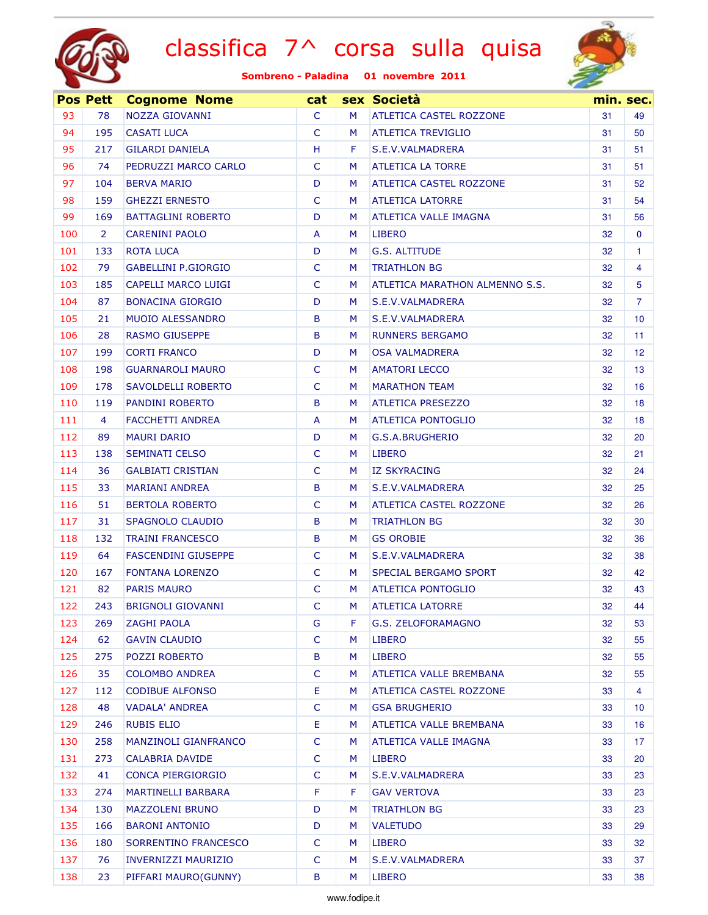# classifica 7^ corsa sulla quisa

**Sombreno - Paladina 01 novembre 2011**

| Pos | Pett | Cognome Nome | cat | sex | Società | min. | sec. |
|---|---|---|---|---|---|---|---|
| 93 | 78 | NOZZA GIOVANNI | C | M | ATLETICA CASTEL ROZZONE | 31 | 49 |
| 94 | 195 | CASATI LUCA | C | M | ATLETICA TREVIGLIO | 31 | 50 |
| 95 | 217 | GILARDI DANIELA | H | F | S.E.V.VALMADRERA | 31 | 51 |
| 96 | 74 | PEDRUZZI MARCO CARLO | C | M | ATLETICA LA TORRE | 31 | 51 |
| 97 | 104 | BERVA MARIO | D | M | ATLETICA CASTEL ROZZONE | 31 | 52 |
| 98 | 159 | GHEZZI ERNESTO | C | M | ATLETICA LATORRE | 31 | 54 |
| 99 | 169 | BATTAGLINI ROBERTO | D | M | ATLETICA VALLE IMAGNA | 31 | 56 |
| 100 | 2 | CARENINI PAOLO | A | M | LIBERO | 32 | 0 |
| 101 | 133 | ROTA LUCA | D | M | G.S. ALTITUDE | 32 | 1 |
| 102 | 79 | GABELLINI P.GIORGIO | C | M | TRIATHLON BG | 32 | 4 |
| 103 | 185 | CAPELLI MARCO LUIGI | C | M | ATLETICA MARATHON ALMENNO S.S. | 32 | 5 |
| 104 | 87 | BONACINA GIORGIO | D | M | S.E.V.VALMADRERA | 32 | 7 |
| 105 | 21 | MUOIO ALESSANDRO | B | M | S.E.V.VALMADRERA | 32 | 10 |
| 106 | 28 | RASMO GIUSEPPE | B | M | RUNNERS BERGAMO | 32 | 11 |
| 107 | 199 | CORTI FRANCO | D | M | OSA VALMADRERA | 32 | 12 |
| 108 | 198 | GUARNAROLI MAURO | C | M | AMATORI LECCO | 32 | 13 |
| 109 | 178 | SAVOLDELLI ROBERTO | C | M | MARATHON TEAM | 32 | 16 |
| 110 | 119 | PANDINI ROBERTO | B | M | ATLETICA PRESEZZO | 32 | 18 |
| 111 | 4 | FACCHETTI ANDREA | A | M | ATLETICA PONTOGLIO | 32 | 18 |
| 112 | 89 | MAURI DARIO | D | M | G.S.A.BRUGHERIO | 32 | 20 |
| 113 | 138 | SEMINATI CELSO | C | M | LIBERO | 32 | 21 |
| 114 | 36 | GALBIATI CRISTIAN | C | M | IZ SKYRACING | 32 | 24 |
| 115 | 33 | MARIANI ANDREA | B | M | S.E.V.VALMADRERA | 32 | 25 |
| 116 | 51 | BERTOLA ROBERTO | C | M | ATLETICA CASTEL ROZZONE | 32 | 26 |
| 117 | 31 | SPAGNOLO CLAUDIO | B | M | TRIATHLON BG | 32 | 30 |
| 118 | 132 | TRAINI FRANCESCO | B | M | GS OROBIE | 32 | 36 |
| 119 | 64 | FASCENDINI GIUSEPPE | C | M | S.E.V.VALMADRERA | 32 | 38 |
| 120 | 167 | FONTANA LORENZO | C | M | SPECIAL BERGAMO SPORT | 32 | 42 |
| 121 | 82 | PARIS MAURO | C | M | ATLETICA PONTOGLIO | 32 | 43 |
| 122 | 243 | BRIGNOLI GIOVANNI | C | M | ATLETICA LATORRE | 32 | 44 |
| 123 | 269 | ZAGHI PAOLA | G | F | G.S. ZELOFORAMAGNO | 32 | 53 |
| 124 | 62 | GAVIN CLAUDIO | C | M | LIBERO | 32 | 55 |
| 125 | 275 | POZZI ROBERTO | B | M | LIBERO | 32 | 55 |
| 126 | 35 | COLOMBO ANDREA | C | M | ATLETICA VALLE BREMBANA | 32 | 55 |
| 127 | 112 | CODIBUE ALFONSO | E | M | ATLETICA CASTEL ROZZONE | 33 | 4 |
| 128 | 48 | VADALA' ANDREA | C | M | GSA BRUGHERIO | 33 | 10 |
| 129 | 246 | RUBIS ELIO | E | M | ATLETICA VALLE BREMBANA | 33 | 16 |
| 130 | 258 | MANZINOLI GIANFRANCO | C | M | ATLETICA VALLE IMAGNA | 33 | 17 |
| 131 | 273 | CALABRIA DAVIDE | C | M | LIBERO | 33 | 20 |
| 132 | 41 | CONCA PIERGIORGIO | C | M | S.E.V.VALMADRERA | 33 | 23 |
| 133 | 274 | MARTINELLI BARBARA | F | F | GAV VERTOVA | 33 | 23 |
| 134 | 130 | MAZZOLENI BRUNO | D | M | TRIATHLON BG | 33 | 23 |
| 135 | 166 | BARONI ANTONIO | D | M | VALETUDO | 33 | 29 |
| 136 | 180 | SORRENTINO FRANCESCO | C | M | LIBERO | 33 | 32 |
| 137 | 76 | INVERNIZZI MAURIZIO | C | M | S.E.V.VALMADRERA | 33 | 37 |
| 138 | 23 | PIFFARI MAURO(GUNNY) | B | M | LIBERO | 33 | 38 |

www.fodipe.it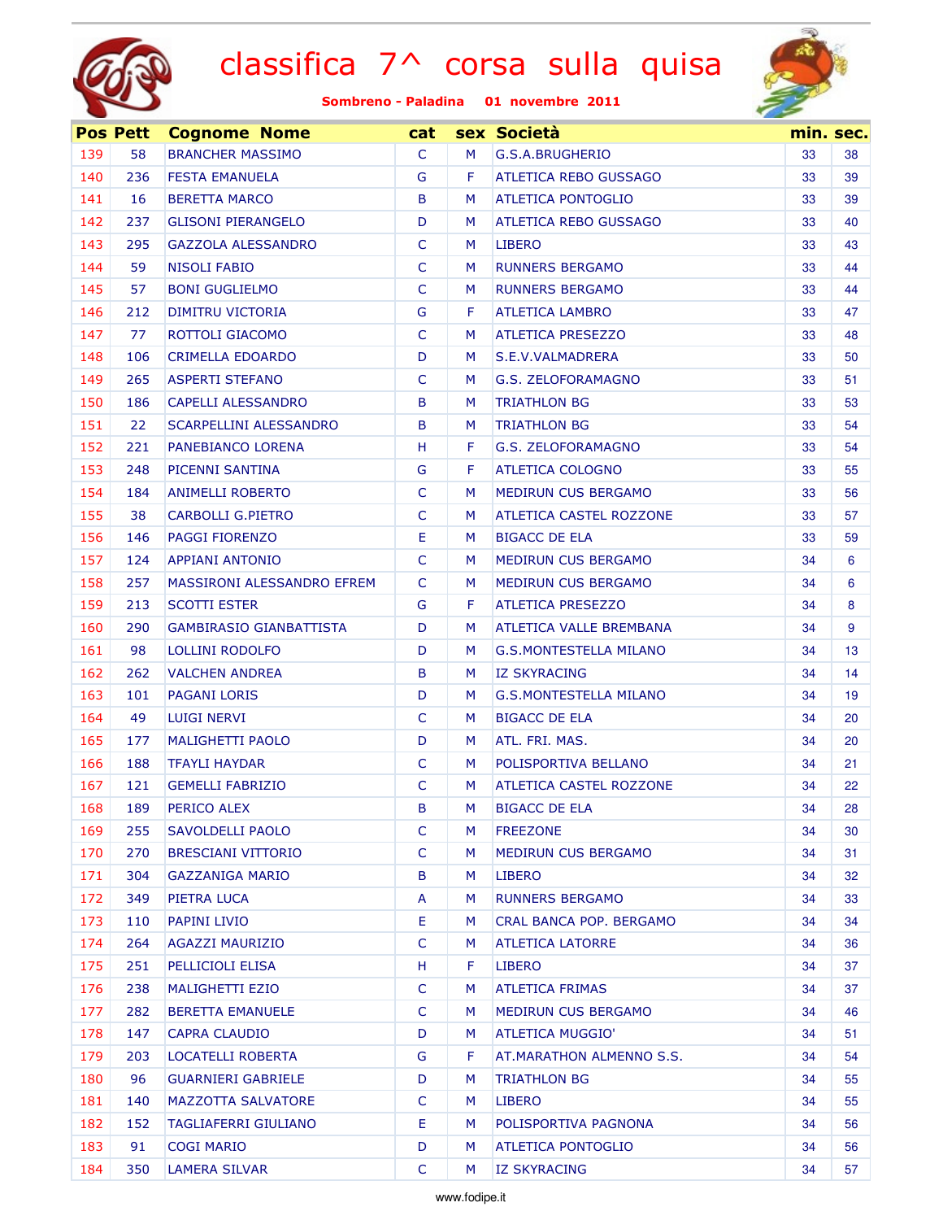# classifica 7^ corsa sulla quisa

**Sombreno - Paladina 01 novembre 2011**

| Pos | Pett | Cognome Nome | cat | sex | Società | min. | sec. |
|---|---|---|---|---|---|---|---|
| 139 | 58 | BRANCHER MASSIMO | C | M | G.S.A.BRUGHERIO | 33 | 38 |
| 140 | 236 | FESTA EMANUELA | G | F | ATLETICA REBO GUSSAGO | 33 | 39 |
| 141 | 16 | BERETTA MARCO | B | M | ATLETICA PONTOGLIO | 33 | 39 |
| 142 | 237 | GLISONI PIERANGELO | D | M | ATLETICA REBO GUSSAGO | 33 | 40 |
| 143 | 295 | GAZZOLA ALESSANDRO | C | M | LIBERO | 33 | 43 |
| 144 | 59 | NISOLI FABIO | C | M | RUNNERS BERGAMO | 33 | 44 |
| 145 | 57 | BONI GUGLIELMO | C | M | RUNNERS BERGAMO | 33 | 44 |
| 146 | 212 | DIMITRU VICTORIA | G | F | ATLETICA LAMBRO | 33 | 47 |
| 147 | 77 | ROTTOLI GIACOMO | C | M | ATLETICA PRESEZZO | 33 | 48 |
| 148 | 106 | CRIMELLA EDOARDO | D | M | S.E.V.VALMADRERA | 33 | 50 |
| 149 | 265 | ASPERTI STEFANO | C | M | G.S. ZELOFORAMAGNO | 33 | 51 |
| 150 | 186 | CAPELLI ALESSANDRO | B | M | TRIATHLON BG | 33 | 53 |
| 151 | 22 | SCARPELLINI ALESSANDRO | B | M | TRIATHLON BG | 33 | 54 |
| 152 | 221 | PANEBIANCO LORENA | H | F | G.S. ZELOFORAMAGNO | 33 | 54 |
| 153 | 248 | PICENNI SANTINA | G | F | ATLETICA COLOGNO | 33 | 55 |
| 154 | 184 | ANIMELLI ROBERTO | C | M | MEDIRUN CUS BERGAMO | 33 | 56 |
| 155 | 38 | CARBOLLI G.PIETRO | C | M | ATLETICA CASTEL ROZZONE | 33 | 57 |
| 156 | 146 | PAGGI FIORENZO | E | M | BIGACC DE ELA | 33 | 59 |
| 157 | 124 | APPIANI ANTONIO | C | M | MEDIRUN CUS BERGAMO | 34 | 6 |
| 158 | 257 | MASSIRONI ALESSANDRO EFREM | C | M | MEDIRUN CUS BERGAMO | 34 | 6 |
| 159 | 213 | SCOTTI ESTER | G | F | ATLETICA PRESEZZO | 34 | 8 |
| 160 | 290 | GAMBIRASIO GIANBATTISTA | D | M | ATLETICA VALLE BREMBANA | 34 | 9 |
| 161 | 98 | LOLLINI RODOLFO | D | M | G.S.MONTESTELLA MILANO | 34 | 13 |
| 162 | 262 | VALCHEN ANDREA | B | M | IZ SKYRACING | 34 | 14 |
| 163 | 101 | PAGANI LORIS | D | M | G.S.MONTESTELLA MILANO | 34 | 19 |
| 164 | 49 | LUIGI NERVI | C | M | BIGACC DE ELA | 34 | 20 |
| 165 | 177 | MALIGHETTI PAOLO | D | M | ATL. FRI. MAS. | 34 | 20 |
| 166 | 188 | TFAYLI HAYDAR | C | M | POLISPORTIVA BELLANO | 34 | 21 |
| 167 | 121 | GEMELLI FABRIZIO | C | M | ATLETICA CASTEL ROZZONE | 34 | 22 |
| 168 | 189 | PERICO ALEX | B | M | BIGACC DE ELA | 34 | 28 |
| 169 | 255 | SAVOLDELLI PAOLO | C | M | FREEZONE | 34 | 30 |
| 170 | 270 | BRESCIANI VITTORIO | C | M | MEDIRUN CUS BERGAMO | 34 | 31 |
| 171 | 304 | GAZZANIGA MARIO | B | M | LIBERO | 34 | 32 |
| 172 | 349 | PIETRA LUCA | A | M | RUNNERS BERGAMO | 34 | 33 |
| 173 | 110 | PAPINI LIVIO | E | M | CRAL BANCA POP. BERGAMO | 34 | 34 |
| 174 | 264 | AGAZZI MAURIZIO | C | M | ATLETICA LATORRE | 34 | 36 |
| 175 | 251 | PELLICIOLI ELISA | H | F | LIBERO | 34 | 37 |
| 176 | 238 | MALIGHETTI EZIO | C | M | ATLETICA FRIMAS | 34 | 37 |
| 177 | 282 | BERETTA EMANUELE | C | M | MEDIRUN CUS BERGAMO | 34 | 46 |
| 178 | 147 | CAPRA CLAUDIO | D | M | ATLETICA MUGGIO' | 34 | 51 |
| 179 | 203 | LOCATELLI ROBERTA | G | F | AT.MARATHON ALMENNO S.S. | 34 | 54 |
| 180 | 96 | GUARNIERI GABRIELE | D | M | TRIATHLON BG | 34 | 55 |
| 181 | 140 | MAZZOTTA SALVATORE | C | M | LIBERO | 34 | 55 |
| 182 | 152 | TAGLIAFERRI GIULIANO | E | M | POLISPORTIVA PAGNONA | 34 | 56 |
| 183 | 91 | COGI MARIO | D | M | ATLETICA PONTOGLIO | 34 | 56 |
| 184 | 350 | LAMERA SILVAR | C | M | IZ SKYRACING | 34 | 57 |

www.fodipe.it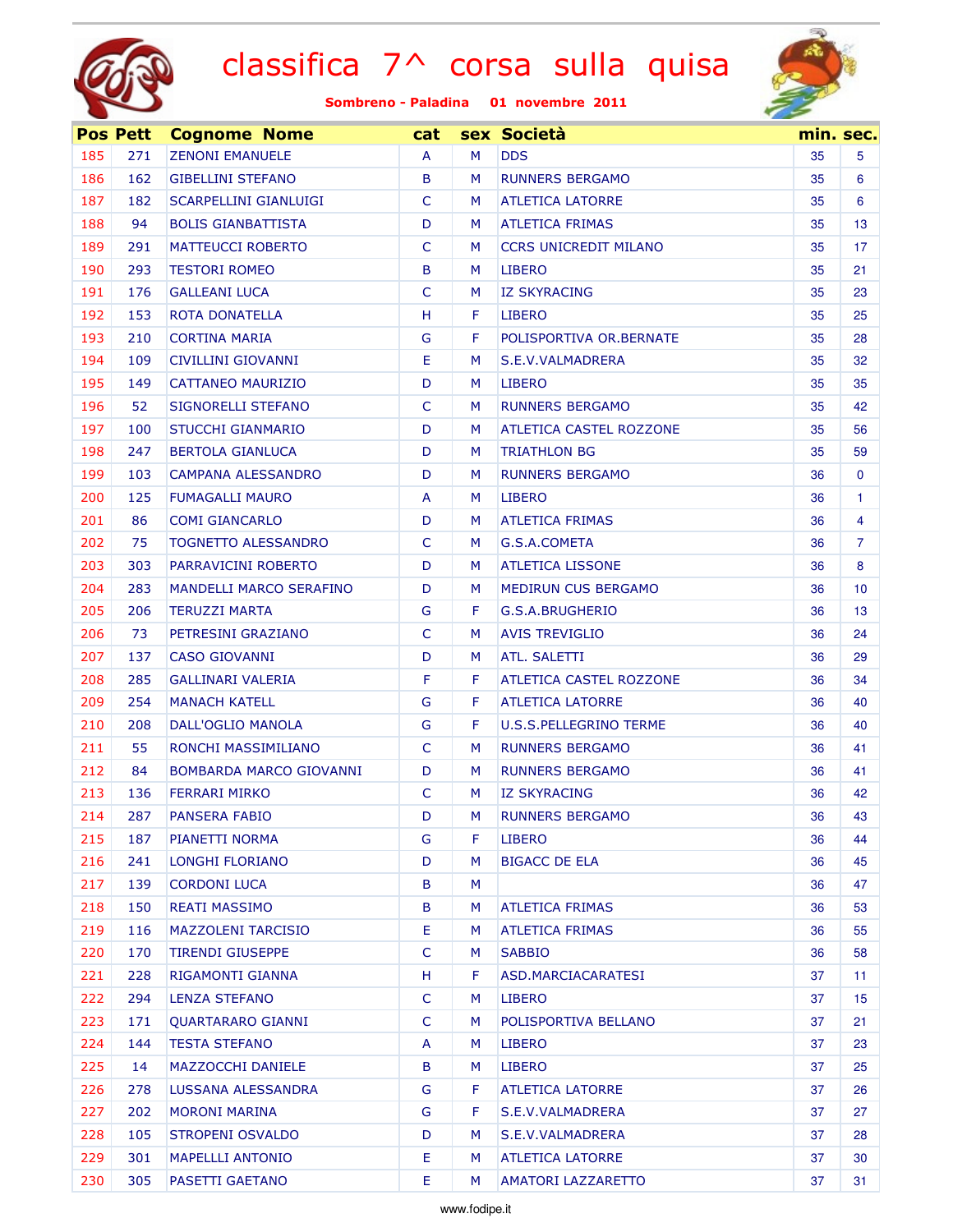# classifica 7^ corsa sulla quisa

**Sombreno - Paladina 01 novembre 2011**

| Pos | Pett | Cognome Nome | cat | sex | Società | min. | sec. |
|---|---|---|---|---|---|---|---|
| 185 | 271 | ZENONI EMANUELE | A | M | DDS | 35 | 5 |
| 186 | 162 | GIBELLINI STEFANO | B | M | RUNNERS BERGAMO | 35 | 6 |
| 187 | 182 | SCARPELLINI GIANLUIGI | C | M | ATLETICA LATORRE | 35 | 6 |
| 188 | 94 | BOLIS GIANBATTISTA | D | M | ATLETICA FRIMAS | 35 | 13 |
| 189 | 291 | MATTEUCCI ROBERTO | C | M | CCRS UNICREDIT MILANO | 35 | 17 |
| 190 | 293 | TESTORI ROMEO | B | M | LIBERO | 35 | 21 |
| 191 | 176 | GALLEANI LUCA | C | M | IZ SKYRACING | 35 | 23 |
| 192 | 153 | ROTA DONATELLA | H | F | LIBERO | 35 | 25 |
| 193 | 210 | CORTINA MARIA | G | F | POLISPORTIVA OR.BERNATE | 35 | 28 |
| 194 | 109 | CIVILLINI GIOVANNI | E | M | S.E.V.VALMADRERA | 35 | 32 |
| 195 | 149 | CATTANEO MAURIZIO | D | M | LIBERO | 35 | 35 |
| 196 | 52 | SIGNORELLI STEFANO | C | M | RUNNERS BERGAMO | 35 | 42 |
| 197 | 100 | STUCCHI GIANMARIO | D | M | ATLETICA CASTEL ROZZONE | 35 | 56 |
| 198 | 247 | BERTOLA GIANLUCA | D | M | TRIATHLON BG | 35 | 59 |
| 199 | 103 | CAMPANA ALESSANDRO | D | M | RUNNERS BERGAMO | 36 | 0 |
| 200 | 125 | FUMAGALLI MAURO | A | M | LIBERO | 36 | 1 |
| 201 | 86 | COMI GIANCARLO | D | M | ATLETICA FRIMAS | 36 | 4 |
| 202 | 75 | TOGNETTO ALESSANDRO | C | M | G.S.A.COMETA | 36 | 7 |
| 203 | 303 | PARRAVICINI ROBERTO | D | M | ATLETICA LISSONE | 36 | 8 |
| 204 | 283 | MANDELLI MARCO SERAFINO | D | M | MEDIRUN CUS BERGAMO | 36 | 10 |
| 205 | 206 | TERUZZI MARTA | G | F | G.S.A.BRUGHERIO | 36 | 13 |
| 206 | 73 | PETRESINI GRAZIANO | C | M | AVIS TREVIGLIO | 36 | 24 |
| 207 | 137 | CASO GIOVANNI | D | M | ATL. SALETTI | 36 | 29 |
| 208 | 285 | GALLINARI VALERIA | F | F | ATLETICA CASTEL ROZZONE | 36 | 34 |
| 209 | 254 | MANACH KATELL | G | F | ATLETICA LATORRE | 36 | 40 |
| 210 | 208 | DALL'OGLIO MANOLA | G | F | U.S.S.PELLEGRINO TERME | 36 | 40 |
| 211 | 55 | RONCHI MASSIMILIANO | C | M | RUNNERS BERGAMO | 36 | 41 |
| 212 | 84 | BOMBARDA MARCO GIOVANNI | D | M | RUNNERS BERGAMO | 36 | 41 |
| 213 | 136 | FERRARI MIRKO | C | M | IZ SKYRACING | 36 | 42 |
| 214 | 287 | PANSERA FABIO | D | M | RUNNERS BERGAMO | 36 | 43 |
| 215 | 187 | PIANETTI NORMA | G | F | LIBERO | 36 | 44 |
| 216 | 241 | LONGHI FLORIANO | D | M | BIGACC DE ELA | 36 | 45 |
| 217 | 139 | CORDONI LUCA | B | M | | 36 | 47 |
| 218 | 150 | REATI MASSIMO | B | M | ATLETICA FRIMAS | 36 | 53 |
| 219 | 116 | MAZZOLENI TARCISIO | E | M | ATLETICA FRIMAS | 36 | 55 |
| 220 | 170 | TIRENDI GIUSEPPE | C | M | SABBIO | 36 | 58 |
| 221 | 228 | RIGAMONTI GIANNA | H | F | ASD.MARCIACARATESI | 37 | 11 |
| 222 | 294 | LENZA STEFANO | C | M | LIBERO | 37 | 15 |
| 223 | 171 | QUARTARARO GIANNI | C | M | POLISPORTIVA BELLANO | 37 | 21 |
| 224 | 144 | TESTA STEFANO | A | M | LIBERO | 37 | 23 |
| 225 | 14 | MAZZOCCHI DANIELE | B | M | LIBERO | 37 | 25 |
| 226 | 278 | LUSSANA ALESSANDRA | G | F | ATLETICA LATORRE | 37 | 26 |
| 227 | 202 | MORONI MARINA | G | F | S.E.V.VALMADRERA | 37 | 27 |
| 228 | 105 | STROPENI OSVALDO | D | M | S.E.V.VALMADRERA | 37 | 28 |
| 229 | 301 | MAPELLLI ANTONIO | E | M | ATLETICA LATORRE | 37 | 30 |
| 230 | 305 | PASETTI GAETANO | E | M | AMATORI LAZZARETTO | 37 | 31 |

www.fodipe.it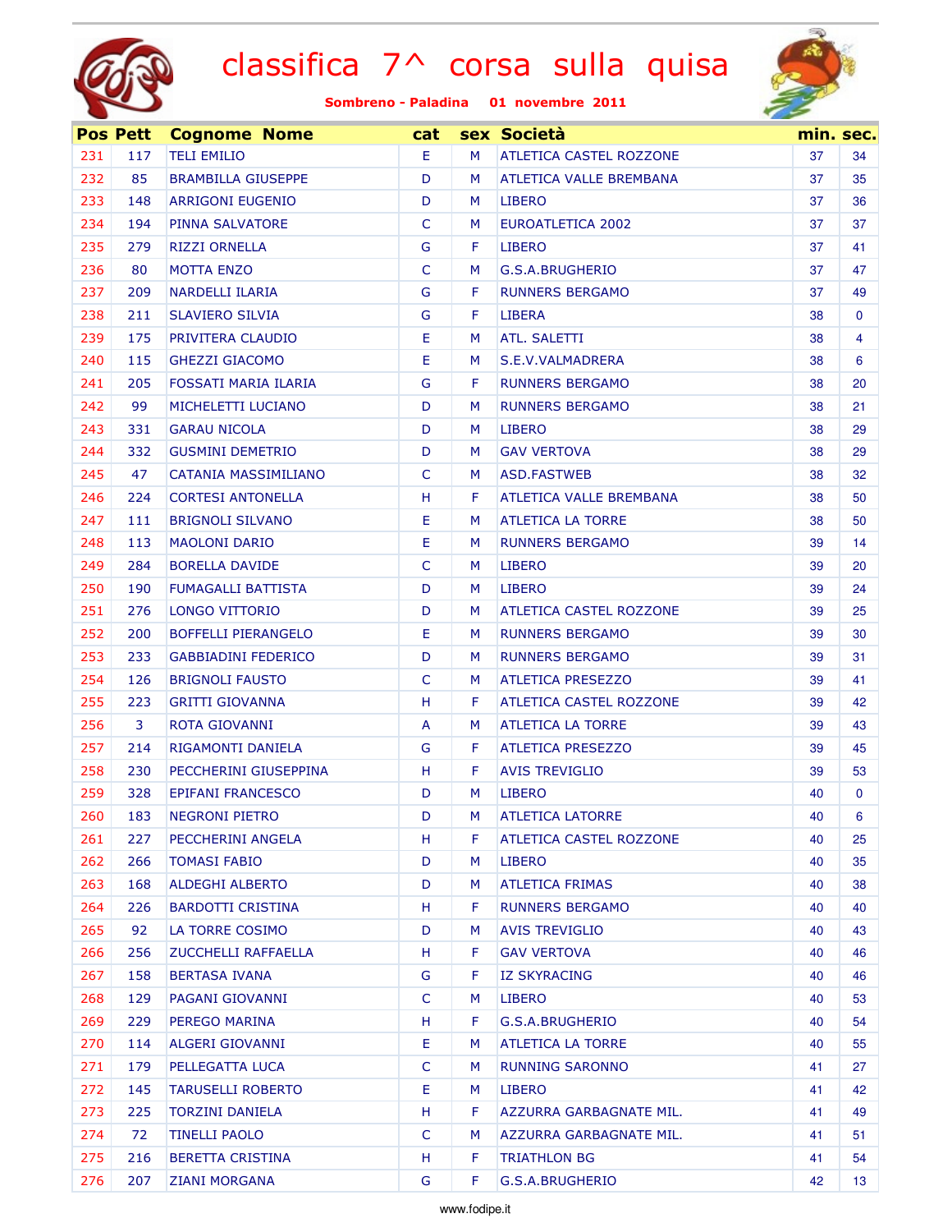# classifica 7^ corsa sulla quisa

**Sombreno - Paladina 01 novembre 2011**

| Pos | Pett | Cognome Nome | cat | sex | Società | min. | sec. |
|---|---|---|---|---|---|---|---|
| 231 | 117 | TELI EMILIO | E | M | ATLETICA CASTEL ROZZONE | 37 | 34 |
| 232 | 85 | BRAMBILLA GIUSEPPE | D | M | ATLETICA VALLE BREMBANA | 37 | 35 |
| 233 | 148 | ARRIGONI EUGENIO | D | M | LIBERO | 37 | 36 |
| 234 | 194 | PINNA SALVATORE | C | M | EUROATLETICA 2002 | 37 | 37 |
| 235 | 279 | RIZZI ORNELLA | G | F | LIBERO | 37 | 41 |
| 236 | 80 | MOTTA ENZO | C | M | G.S.A.BRUGHERIO | 37 | 47 |
| 237 | 209 | NARDELLI ILARIA | G | F | RUNNERS BERGAMO | 37 | 49 |
| 238 | 211 | SLAVIERO SILVIA | G | F | LIBERA | 38 | 0 |
| 239 | 175 | PRIVITERA CLAUDIO | E | M | ATL. SALETTI | 38 | 4 |
| 240 | 115 | GHEZZI GIACOMO | E | M | S.E.V.VALMADRERA | 38 | 6 |
| 241 | 205 | FOSSATI MARIA ILARIA | G | F | RUNNERS BERGAMO | 38 | 20 |
| 242 | 99 | MICHELETTI LUCIANO | D | M | RUNNERS BERGAMO | 38 | 21 |
| 243 | 331 | GARAU NICOLA | D | M | LIBERO | 38 | 29 |
| 244 | 332 | GUSMINI DEMETRIO | D | M | GAV VERTOVA | 38 | 29 |
| 245 | 47 | CATANIA MASSIMILIANO | C | M | ASD.FASTWEB | 38 | 32 |
| 246 | 224 | CORTESI ANTONELLA | H | F | ATLETICA VALLE BREMBANA | 38 | 50 |
| 247 | 111 | BRIGNOLI SILVANO | E | M | ATLETICA LA TORRE | 38 | 50 |
| 248 | 113 | MAOLONI DARIO | E | M | RUNNERS BERGAMO | 39 | 14 |
| 249 | 284 | BORELLA DAVIDE | C | M | LIBERO | 39 | 20 |
| 250 | 190 | FUMAGALLI BATTISTA | D | M | LIBERO | 39 | 24 |
| 251 | 276 | LONGO VITTORIO | D | M | ATLETICA CASTEL ROZZONE | 39 | 25 |
| 252 | 200 | BOFFELLI PIERANGELO | E | M | RUNNERS BERGAMO | 39 | 30 |
| 253 | 233 | GABBIADINI FEDERICO | D | M | RUNNERS BERGAMO | 39 | 31 |
| 254 | 126 | BRIGNOLI FAUSTO | C | M | ATLETICA PRESEZZO | 39 | 41 |
| 255 | 223 | GRITTI GIOVANNA | H | F | ATLETICA CASTEL ROZZONE | 39 | 42 |
| 256 | 3 | ROTA GIOVANNI | A | M | ATLETICA LA TORRE | 39 | 43 |
| 257 | 214 | RIGAMONTI DANIELA | G | F | ATLETICA PRESEZZO | 39 | 45 |
| 258 | 230 | PECCHERINI GIUSEPPINA | H | F | AVIS TREVIGLIO | 39 | 53 |
| 259 | 328 | EPIFANI FRANCESCO | D | M | LIBERO | 40 | 0 |
| 260 | 183 | NEGRONI PIETRO | D | M | ATLETICA LATORRE | 40 | 6 |
| 261 | 227 | PECCHERINI ANGELA | H | F | ATLETICA CASTEL ROZZONE | 40 | 25 |
| 262 | 266 | TOMASI FABIO | D | M | LIBERO | 40 | 35 |
| 263 | 168 | ALDEGHI ALBERTO | D | M | ATLETICA FRIMAS | 40 | 38 |
| 264 | 226 | BARDOTTI CRISTINA | H | F | RUNNERS BERGAMO | 40 | 40 |
| 265 | 92 | LA TORRE COSIMO | D | M | AVIS TREVIGLIO | 40 | 43 |
| 266 | 256 | ZUCCHELLI RAFFAELLA | H | F | GAV VERTOVA | 40 | 46 |
| 267 | 158 | BERTASA IVANA | G | F | IZ SKYRACING | 40 | 46 |
| 268 | 129 | PAGANI GIOVANNI | C | M | LIBERO | 40 | 53 |
| 269 | 229 | PEREGO MARINA | H | F | G.S.A.BRUGHERIO | 40 | 54 |
| 270 | 114 | ALGERI GIOVANNI | E | M | ATLETICA LA TORRE | 40 | 55 |
| 271 | 179 | PELLEGATTA LUCA | C | M | RUNNING SARONNO | 41 | 27 |
| 272 | 145 | TARUSELLI ROBERTO | E | M | LIBERO | 41 | 42 |
| 273 | 225 | TORZINI DANIELA | H | F | AZZURRA GARBAGNATE MIL. | 41 | 49 |
| 274 | 72 | TINELLI PAOLO | C | M | AZZURRA GARBAGNATE MIL. | 41 | 51 |
| 275 | 216 | BERETTA CRISTINA | H | F | TRIATHLON BG | 41 | 54 |
| 276 | 207 | ZIANI MORGANA | G | F | G.S.A.BRUGHERIO | 42 | 13 |

www.fodipe.it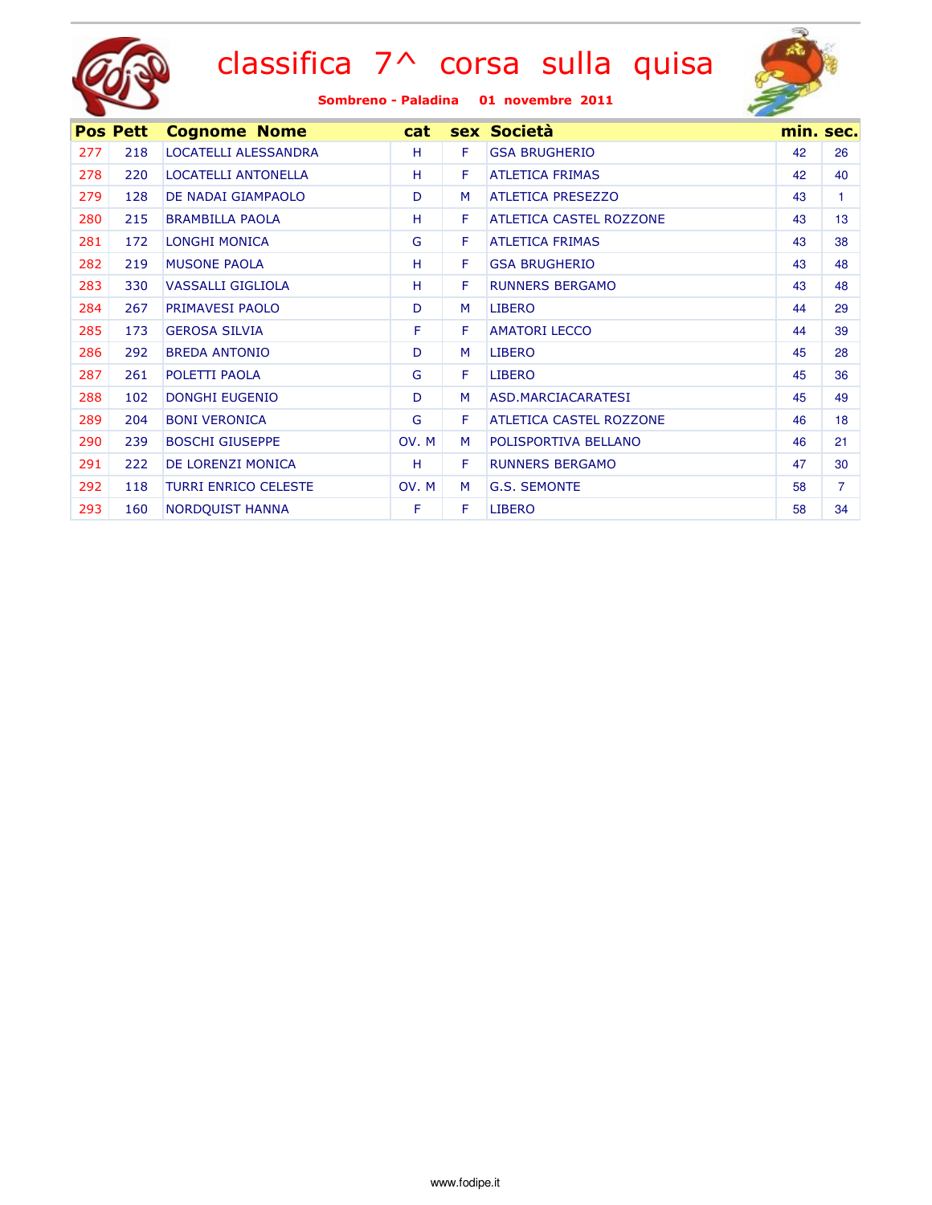# classifica 7^ corsa sulla quisa

**Sombreno - Paladina 01 novembre 2011**

| Pos | Pett | Cognome Nome | cat | sex | Società | min. | sec. |
|---|---|---|---|---|---|---|---|
| 277 | 218 | LOCATELLI ALESSANDRA | H | F | GSA BRUGHERIO | 42 | 26 |
| 278 | 220 | LOCATELLI ANTONELLA | H | F | ATLETICA FRIMAS | 42 | 40 |
| 279 | 128 | DE NADAI GIAMPAOLO | D | M | ATLETICA PRESEZZO | 43 | 1 |
| 280 | 215 | BRAMBILLA PAOLA | H | F | ATLETICA CASTEL ROZZONE | 43 | 13 |
| 281 | 172 | LONGHI MONICA | G | F | ATLETICA FRIMAS | 43 | 38 |
| 282 | 219 | MUSONE PAOLA | H | F | GSA BRUGHERIO | 43 | 48 |
| 283 | 330 | VASSALLI GIGLIOLA | H | F | RUNNERS BERGAMO | 43 | 48 |
| 284 | 267 | PRIMAVESI PAOLO | D | M | LIBERO | 44 | 29 |
| 285 | 173 | GEROSA SILVIA | F | F | AMATORI LECCO | 44 | 39 |
| 286 | 292 | BREDA ANTONIO | D | M | LIBERO | 45 | 28 |
| 287 | 261 | POLETTI PAOLA | G | F | LIBERO | 45 | 36 |
| 288 | 102 | DONGHI EUGENIO | D | M | ASD.MARCIACARATESI | 45 | 49 |
| 289 | 204 | BONI VERONICA | G | F | ATLETICA CASTEL ROZZONE | 46 | 18 |
| 290 | 239 | BOSCHI GIUSEPPE | OV. M | M | POLISPORTIVA BELLANO | 46 | 21 |
| 291 | 222 | DE LORENZI MONICA | H | F | RUNNERS BERGAMO | 47 | 30 |
| 292 | 118 | TURRI ENRICO CELESTE | OV. M | M | G.S. SEMONTE | 58 | 7 |
| 293 | 160 | NORDQUIST HANNA | F | F | LIBERO | 58 | 34 |

www.fodipe.it